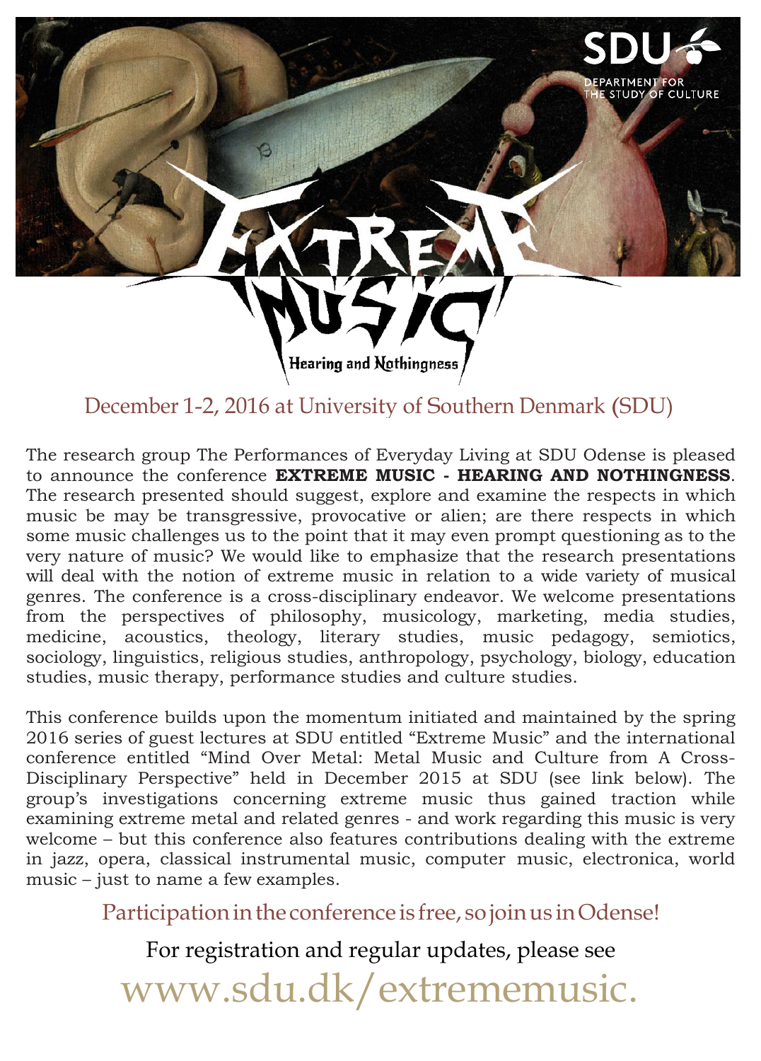SDU

DEPARTMENT FOR THE STUDY OF CULTURE

# EXTREME MUSIC

## Hearing and Nothingness

December 1-2, 2016 at University of Southern Denmark (SDU)

The research group The Performances of Everyday Living at SDU Odense is pleased to announce the conference **EXTREME MUSIC - HEARING AND NOTHINGNESS**. The research presented should suggest, explore and examine the respects in which music be may be transgressive, provocative or alien; are there respects in which some music challenges us to the point that it may even prompt questioning as to the very nature of music? We would like to emphasize that the research presentations will deal with the notion of extreme music in relation to a wide variety of musical genres. The conference is a cross-disciplinary endeavor. We welcome presentations from the perspectives of philosophy, musicology, marketing, media studies, medicine, acoustics, theology, literary studies, music pedagogy, semiotics, sociology, linguistics, religious studies, anthropology, psychology, biology, education studies, music therapy, performance studies and culture studies.

This conference builds upon the momentum initiated and maintained by the spring 2016 series of guest lectures at SDU entitled "Extreme Music" and the international conference entitled "Mind Over Metal: Metal Music and Culture from A Cross-Disciplinary Perspective" held in December 2015 at SDU (see link below). The group's investigations concerning extreme music thus gained traction while examining extreme metal and related genres - and work regarding this music is very welcome – but this conference also features contributions dealing with the extreme in jazz, opera, classical instrumental music, computer music, electronica, world music – just to name a few examples.

Participation in the conference is free, so join us in Odense!

For registration and regular updates, please see

www.sdu.dk/extrememusic.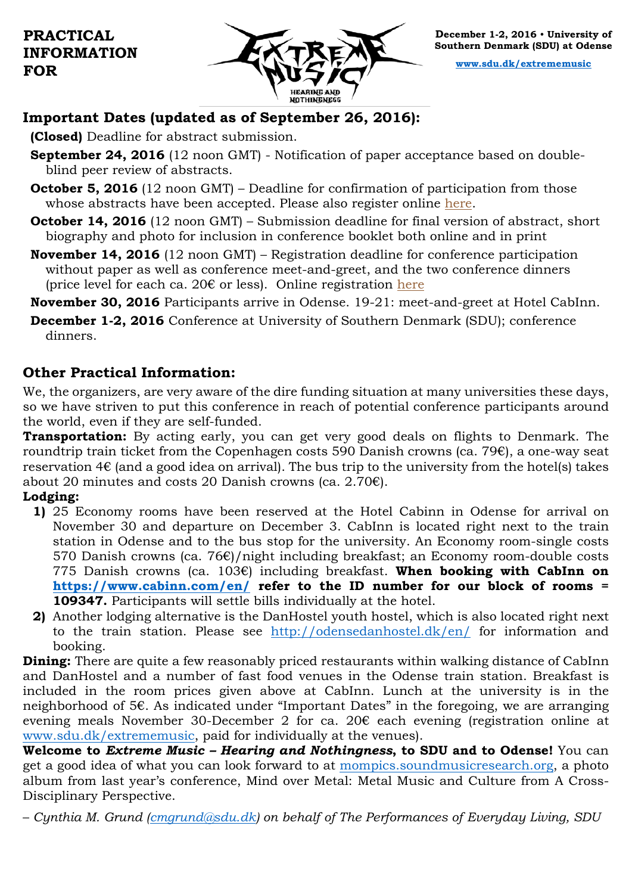**PRACTICAL INFORMATION FOR**

**December 1-2, 2016 • University of Southern Denmark (SDU) at Odense**

**www.sdu.dk/extrememusic**

## Important Dates (updated as of September 26, 2016):

**(Closed)** Deadline for abstract submission.

**September 24, 2016** (12 noon GMT) - Notification of paper acceptance based on double-blind peer review of abstracts.

**October 5, 2016** (12 noon GMT) – Deadline for confirmation of participation from those whose abstracts have been accepted. Please also register online here.

**October 14, 2016** (12 noon GMT) – Submission deadline for final version of abstract, short biography and photo for inclusion in conference booklet both online and in print

**November 14, 2016** (12 noon GMT) – Registration deadline for conference participation without paper as well as conference meet-and-greet, and the two conference dinners (price level for each ca. 20€ or less). Online registration here

**November 30, 2016** Participants arrive in Odense. 19-21: meet-and-greet at Hotel CabInn.

**December 1-2, 2016** Conference at University of Southern Denmark (SDU); conference dinners.

## Other Practical Information:

We, the organizers, are very aware of the dire funding situation at many universities these days, so we have striven to put this conference in reach of potential conference participants around the world, even if they are self-funded.

**Transportation:** By acting early, you can get very good deals on flights to Denmark. The roundtrip train ticket from the Copenhagen costs 590 Danish crowns (ca. 79€), a one-way seat reservation 4€ (and a good idea on arrival). The bus trip to the university from the hotel(s) takes about 20 minutes and costs 20 Danish crowns (ca. 2.70€).

**Lodging:**

1) 25 Economy rooms have been reserved at the Hotel Cabinn in Odense for arrival on November 30 and departure on December 3. CabInn is located right next to the train station in Odense and to the bus stop for the university. An Economy room-single costs 570 Danish crowns (ca. 76€)/night including breakfast; an Economy room-double costs 775 Danish crowns (ca. 103€) including breakfast. **When booking with CabInn on https://www.cabinn.com/en/ refer to the ID number for our block of rooms = 109347.** Participants will settle bills individually at the hotel.
2) Another lodging alternative is the DanHostel youth hostel, which is also located right next to the train station. Please see http://odensedanhostel.dk/en/ for information and booking.

**Dining:** There are quite a few reasonably priced restaurants within walking distance of CabInn and DanHostel and a number of fast food venues in the Odense train station. Breakfast is included in the room prices given above at CabInn. Lunch at the university is in the neighborhood of 5€. As indicated under "Important Dates" in the foregoing, we are arranging evening meals November 30-December 2 for ca. 20€ each evening (registration online at www.sdu.dk/extrememusic, paid for individually at the venues).

**Welcome to *Extreme Music – Hearing and Nothingness*, to SDU and to Odense!** You can get a good idea of what you can look forward to at mompics.soundmusicresearch.org, a photo album from last year's conference, Mind over Metal: Metal Music and Culture from A Cross-Disciplinary Perspective.

*– Cynthia M. Grund (cmgrund@sdu.dk) on behalf of The Performances of Everyday Living, SDU*